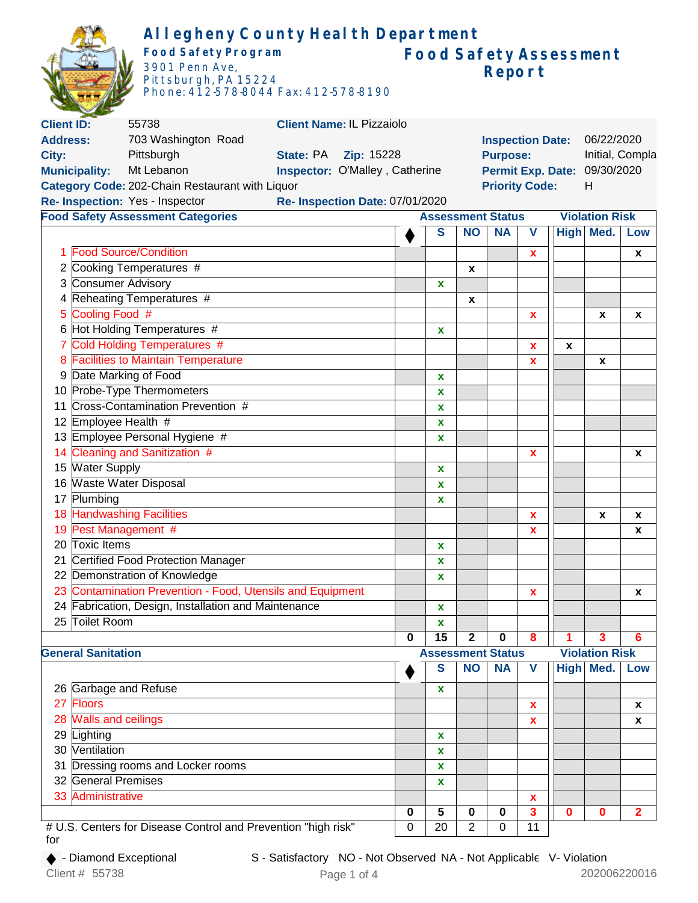# Allegheny County Health Department

**Food Safety Program**
3901 Penn Ave,
Pittsburgh, PA 15224
Phone: 412-578-8044 Fax: 412-578-8190

## Food Safety Assessment Report

**Client ID:** 55738 **Client Name:** IL Pizzaiolo
**Address:** 703 Washington Road **Inspection Date:** 06/22/2020
**City:** Pittsburgh **State:** PA **Zip:** 15228 **Purpose:** Initial, Compla
**Municipality:** Mt Lebanon **Inspector:** O'Malley , Catherine **Permit Exp. Date:** 09/30/2020
**Category Code:** 202-Chain Restaurant with Liquor **Priority Code:** H
**Re- Inspection:** Yes - Inspector **Re- Inspection Date:** 07/01/2020

| Food Safety Assessment Categories | ♦ | S | NO | NA | V | High | Med. | Low |
|---|---|---|---|---|---|---|---|---|
| 1 Food Source/Condition | | | | | x | | | x |
| 2 Cooking Temperatures # | | | x | | | | | |
| 3 Consumer Advisory | | x | | | | | | |
| 4 Reheating Temperatures # | | | x | | | | | |
| 5 Cooling Food # | | | | | x | | x | x |
| 6 Hot Holding Temperatures # | | x | | | | | | |
| 7 Cold Holding Temperatures # | | | | | x | x | | |
| 8 Facilities to Maintain Temperature | | | | | x | | x | |
| 9 Date Marking of Food | | x | | | | | | |
| 10 Probe-Type Thermometers | | x | | | | | | |
| 11 Cross-Contamination Prevention # | | x | | | | | | |
| 12 Employee Health # | | x | | | | | | |
| 13 Employee Personal Hygiene # | | x | | | | | | |
| 14 Cleaning and Sanitization # | | | | | x | | | x |
| 15 Water Supply | | x | | | | | | |
| 16 Waste Water Disposal | | x | | | | | | |
| 17 Plumbing | | x | | | | | | |
| 18 Handwashing Facilities | | | | | x | | x | x |
| 19 Pest Management # | | | | | x | | | x |
| 20 Toxic Items | | x | | | | | | |
| 21 Certified Food Protection Manager | | x | | | | | | |
| 22 Demonstration of Knowledge | | x | | | | | | |
| 23 Contamination Prevention - Food, Utensils and Equipment | | | | | x | | | x |
| 24 Fabrication, Design, Installation and Maintenance | | x | | | | | | |
| 25 Toilet Room | | x | | | | | | |
| | 0 | 15 | 2 | 0 | 8 | 1 | 3 | 6 |

| General Sanitation | ♦ | S | NO | NA | V | High | Med. | Low |
|---|---|---|---|---|---|---|---|---|
| 26 Garbage and Refuse | | x | | | | | | |
| 27 Floors | | | | | x | | | x |
| 28 Walls and ceilings | | | | | x | | | x |
| 29 Lighting | | x | | | | | | |
| 30 Ventilation | | x | | | | | | |
| 31 Dressing rooms and Locker rooms | | x | | | | | | |
| 32 General Premises | | x | | | | | | |
| 33 Administrative | | | | | x | | | |
| | 0 | 5 | 0 | 0 | 3 | 0 | 0 | 2 |
| # U.S. Centers for Disease Control and Prevention "high risk" for | 0 | 20 | 2 | 0 | 11 | | | |

♦ - Diamond Exceptional S - Satisfactory NO - Not Observed NA - Not Applicable V- Violation

Client # 55738 202006220016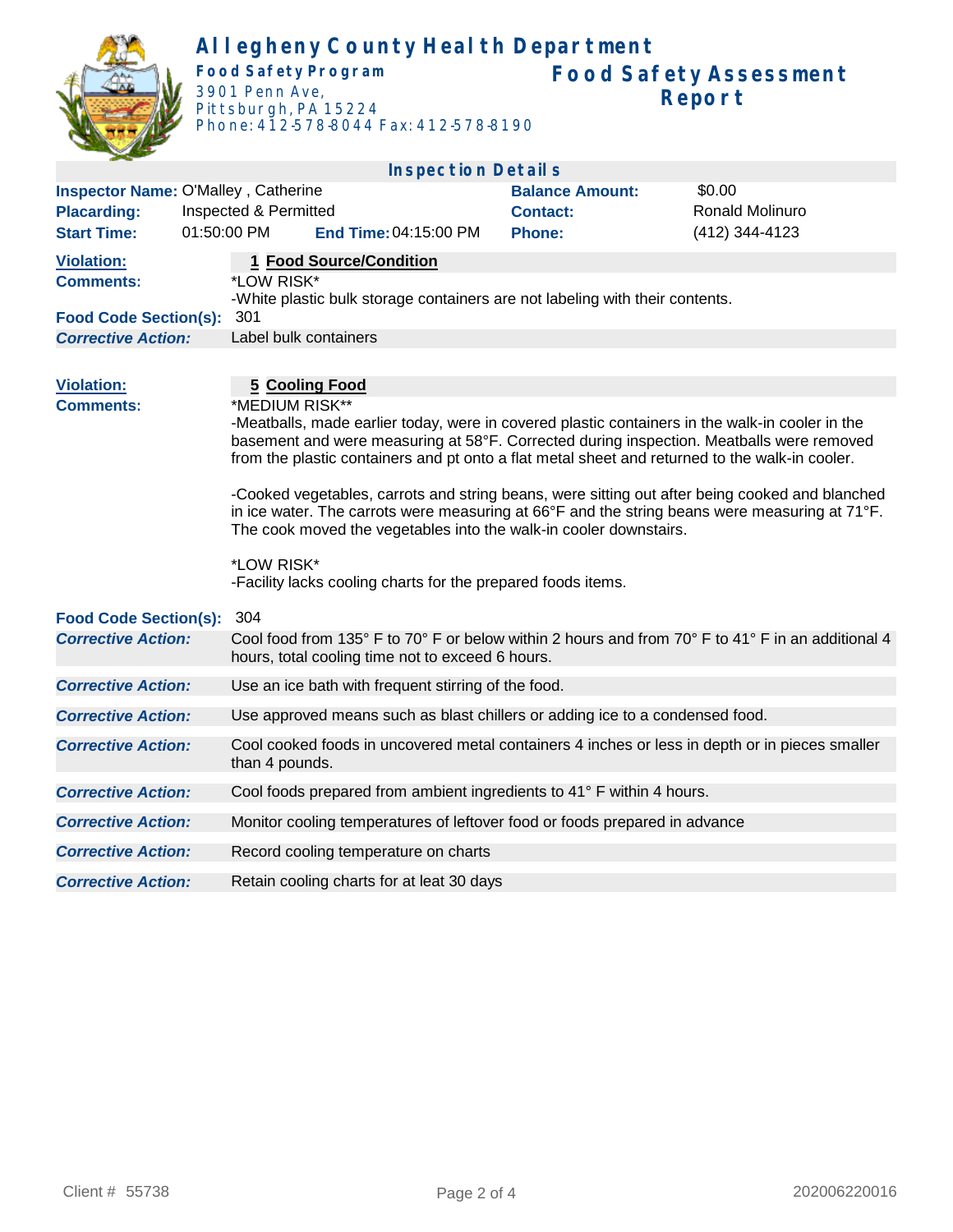# Allegheny County Health Department

**Food Safety Program**
3901 Penn Ave,
Pittsburgh, PA 15224
Phone: 412-578-8044 Fax: 412-578-8190

## Food Safety Assessment Report

### Inspection Details

| | | | |
|---|---|---|---|
| **Inspector Name:** | O'Malley , Catherine | **Balance Amount:** | $0.00 |
| **Placarding:** | Inspected & Permitted | **Contact:** | Ronald Molinuro |
| **Start Time:** | 01:50:00 PM **End Time:** 04:15:00 PM | **Phone:** | (412) 344-4123 |

**Violation:** 1 Food Source/Condition

**Comments:**
*LOW RISK*
-White plastic bulk storage containers are not labeling with their contents.

**Food Code Section(s):** 301

***Corrective Action:*** Label bulk containers

**Violation:** 5 Cooling Food

**Comments:**
*MEDIUM RISK**
-Meatballs, made earlier today, were in covered plastic containers in the walk-in cooler in the basement and were measuring at 58°F. Corrected during inspection. Meatballs were removed from the plastic containers and pt onto a flat metal sheet and returned to the walk-in cooler.

-Cooked vegetables, carrots and string beans, were sitting out after being cooked and blanched in ice water. The carrots were measuring at 66°F and the string beans were measuring at 71°F. The cook moved the vegetables into the walk-in cooler downstairs.

*LOW RISK*
-Facility lacks cooling charts for the prepared foods items.

**Food Code Section(s):** 304

***Corrective Action:*** Cool food from 135° F to 70° F or below within 2 hours and from 70° F to 41° F in an additional 4 hours, total cooling time not to exceed 6 hours.

***Corrective Action:*** Use an ice bath with frequent stirring of the food.

***Corrective Action:*** Use approved means such as blast chillers or adding ice to a condensed food.

***Corrective Action:*** Cool cooked foods in uncovered metal containers 4 inches or less in depth or in pieces smaller than 4 pounds.

***Corrective Action:*** Cool foods prepared from ambient ingredients to 41° F within 4 hours.

***Corrective Action:*** Monitor cooling temperatures of leftover food or foods prepared in advance

***Corrective Action:*** Record cooling temperature on charts

***Corrective Action:*** Retain cooling charts for at leat 30 days

Client # 55738 | 202006220016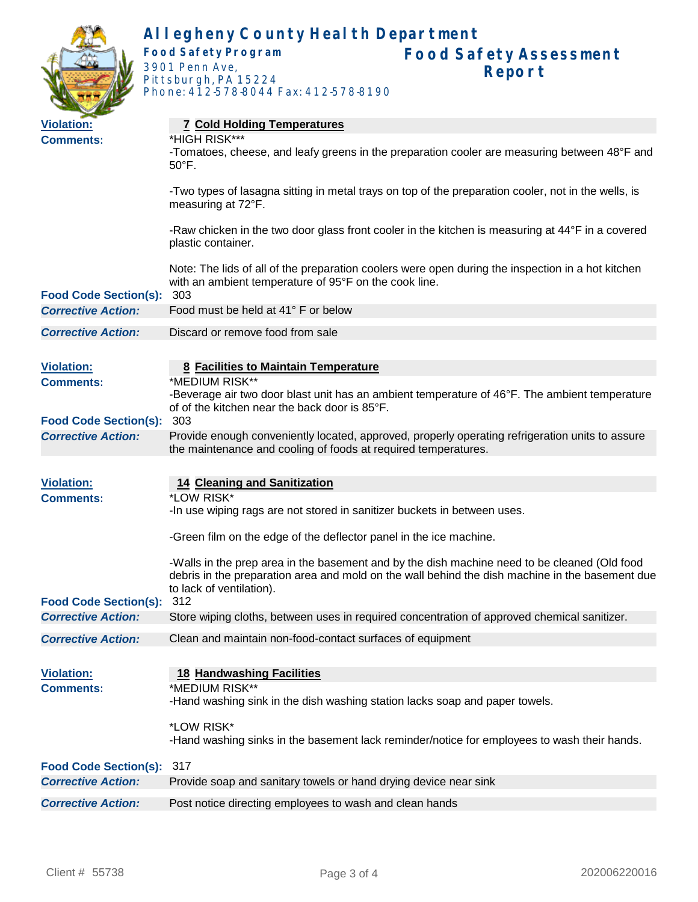# Allegheny County Health Department

**Food Safety Program**
3901 Penn Ave,
Pittsburgh, PA 15224
Phone: 412-578-8044 Fax: 412-578-8190

## Food Safety Assessment Report

**Violation:** **7 Cold Holding Temperatures**

**Comments:**
*HIGH RISK***
-Tomatoes, cheese, and leafy greens in the preparation cooler are measuring between 48°F and 50°F.

-Two types of lasagna sitting in metal trays on top of the preparation cooler, not in the wells, is measuring at 72°F.

-Raw chicken in the two door glass front cooler in the kitchen is measuring at 44°F in a covered plastic container.

Note: The lids of all of the preparation coolers were open during the inspection in a hot kitchen with an ambient temperature of 95°F on the cook line.

**Food Code Section(s):** 303

***Corrective Action:*** Food must be held at 41° F or below

***Corrective Action:*** Discard or remove food from sale

**Violation:** **8 Facilities to Maintain Temperature**

**Comments:**
*MEDIUM RISK**
-Beverage air two door blast unit has an ambient temperature of 46°F. The ambient temperature of of the kitchen near the back door is 85°F.

**Food Code Section(s):** 303

***Corrective Action:*** Provide enough conveniently located, approved, properly operating refrigeration units to assure the maintenance and cooling of foods at required temperatures.

**Violation:** **14 Cleaning and Sanitization**

**Comments:**
*LOW RISK*
-In use wiping rags are not stored in sanitizer buckets in between uses.

-Green film on the edge of the deflector panel in the ice machine.

-Walls in the prep area in the basement and by the dish machine need to be cleaned (Old food debris in the preparation area and mold on the wall behind the dish machine in the basement due to lack of ventilation).

**Food Code Section(s):** 312

***Corrective Action:*** Store wiping cloths, between uses in required concentration of approved chemical sanitizer.

***Corrective Action:*** Clean and maintain non-food-contact surfaces of equipment

**Violation:** **18 Handwashing Facilities**

**Comments:**
*MEDIUM RISK**
-Hand washing sink in the dish washing station lacks soap and paper towels.

*LOW RISK*
-Hand washing sinks in the basement lack reminder/notice for employees to wash their hands.

**Food Code Section(s):** 317

***Corrective Action:*** Provide soap and sanitary towels or hand drying device near sink

***Corrective Action:*** Post notice directing employees to wash and clean hands

Client # 55738 202006220016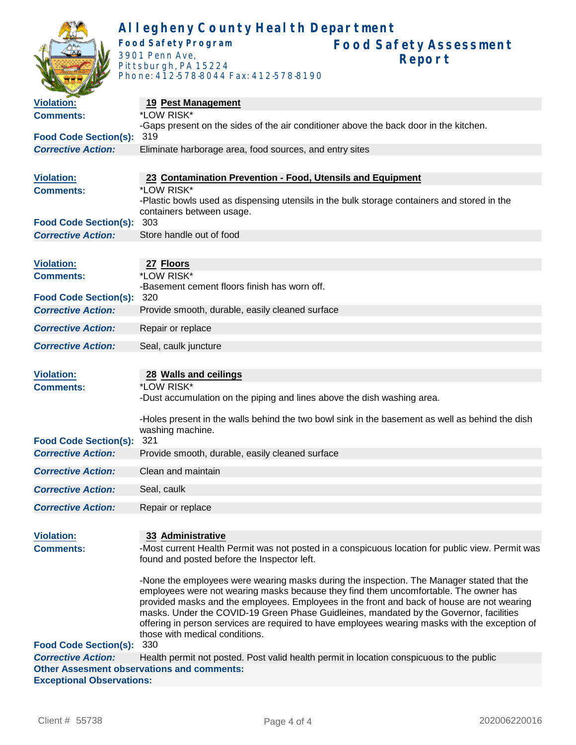# Allegheny County Health Department

**Food Safety Program**
3901 Penn Ave,
Pittsburgh, PA 15224
Phone: 412-578-8044 Fax: 412-578-8190

## Food Safety Assessment Report

**Violation:** **19 Pest Management**
**Comments:** *LOW RISK*
-Gaps present on the sides of the air conditioner above the back door in the kitchen.
**Food Code Section(s):** 319
***Corrective Action:*** Eliminate harborage area, food sources, and entry sites

**Violation:** **23 Contamination Prevention - Food, Utensils and Equipment**
**Comments:** *LOW RISK*
-Plastic bowls used as dispensing utensils in the bulk storage containers and stored in the containers between usage.
**Food Code Section(s):** 303
***Corrective Action:*** Store handle out of food

**Violation:** **27 Floors**
**Comments:** *LOW RISK*
-Basement cement floors finish has worn off.
**Food Code Section(s):** 320
***Corrective Action:*** Provide smooth, durable, easily cleaned surface
***Corrective Action:*** Repair or replace
***Corrective Action:*** Seal, caulk juncture

**Violation:** **28 Walls and ceilings**
**Comments:** *LOW RISK*
-Dust accumulation on the piping and lines above the dish washing area.

-Holes present in the walls behind the two bowl sink in the basement as well as behind the dish washing machine.
**Food Code Section(s):** 321
***Corrective Action:*** Provide smooth, durable, easily cleaned surface
***Corrective Action:*** Clean and maintain
***Corrective Action:*** Seal, caulk
***Corrective Action:*** Repair or replace

**Violation:** **33 Administrative**
**Comments:** -Most current Health Permit was not posted in a conspicuous location for public view. Permit was found and posted before the Inspector left.

-None the employees were wearing masks during the inspection. The Manager stated that the employees were not wearing masks because they find them uncomfortable. The owner has provided masks and the employees. Employees in the front and back of house are not wearing masks. Under the COVID-19 Green Phase Guidleines, mandated by the Governor, facilities offering in person services are required to have employees wearing masks with the exception of those with medical conditions.
**Food Code Section(s):** 330
***Corrective Action:*** Health permit not posted. Post valid health permit in location conspicuous to the public

**Other Assesment observations and comments:**
**Exceptional Observations:**

Client # 55738 | 202006220016